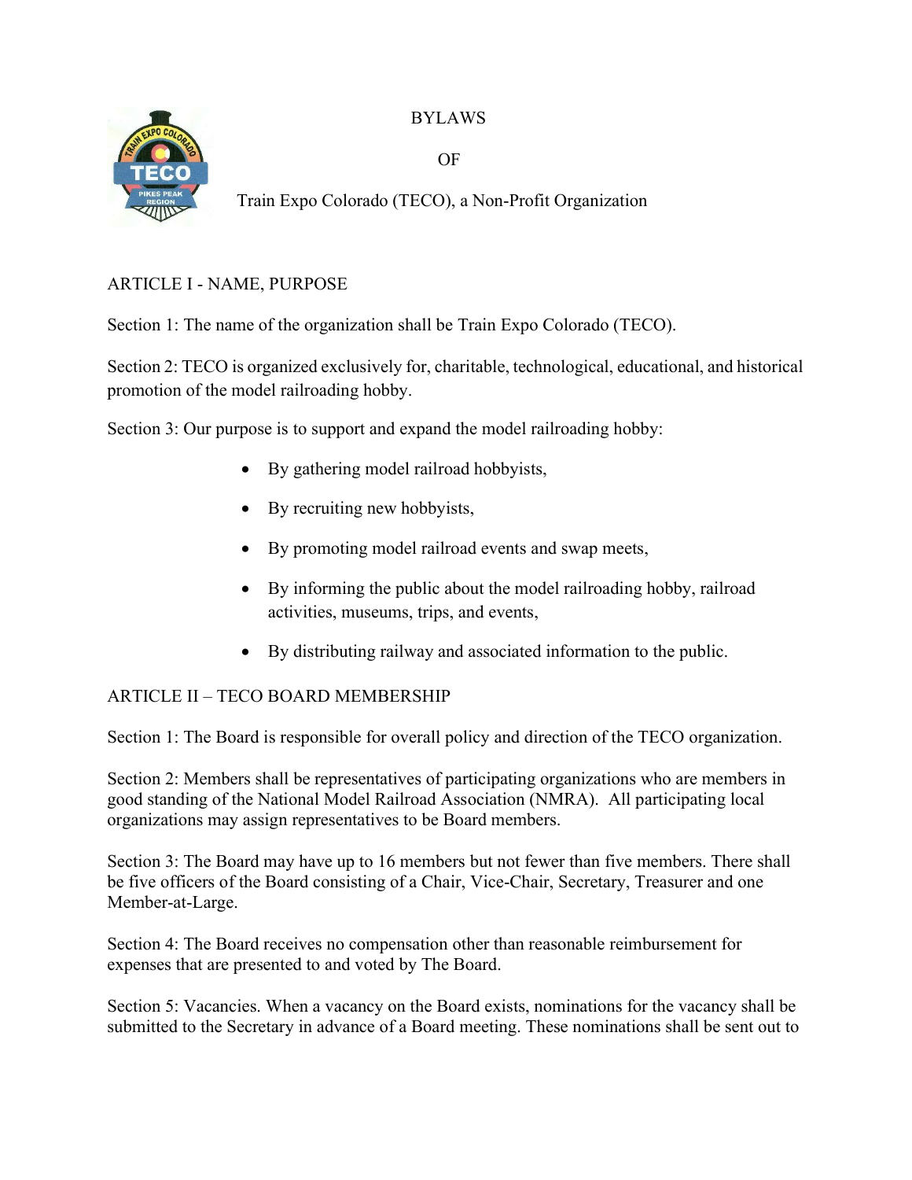# BYLAWS

# OF

# Train Expo Colorado (TECO), a Non-Profit Organization

## ARTICLE I - NAME, PURPOSE

Section 1: The name of the organization shall be Train Expo Colorado (TECO).

Section 2: TECO is organized exclusively for, charitable, technological, educational, and historical promotion of the model railroading hobby.

Section 3: Our purpose is to support and expand the model railroading hobby:

- By gathering model railroad hobbyists,
- By recruiting new hobbyists,
- By promoting model railroad events and swap meets,
- By informing the public about the model railroading hobby, railroad activities, museums, trips, and events,
- By distributing railway and associated information to the public.

## ARTICLE II – TECO BOARD MEMBERSHIP

Section 1: The Board is responsible for overall policy and direction of the TECO organization.

Section 2: Members shall be representatives of participating organizations who are members in good standing of the National Model Railroad Association (NMRA). All participating local organizations may assign representatives to be Board members.

Section 3: The Board may have up to 16 members but not fewer than five members. There shall be five officers of the Board consisting of a Chair, Vice-Chair, Secretary, Treasurer and one Member-at-Large.

Section 4: The Board receives no compensation other than reasonable reimbursement for expenses that are presented to and voted by The Board.

Section 5: Vacancies. When a vacancy on the Board exists, nominations for the vacancy shall be submitted to the Secretary in advance of a Board meeting. These nominations shall be sent out to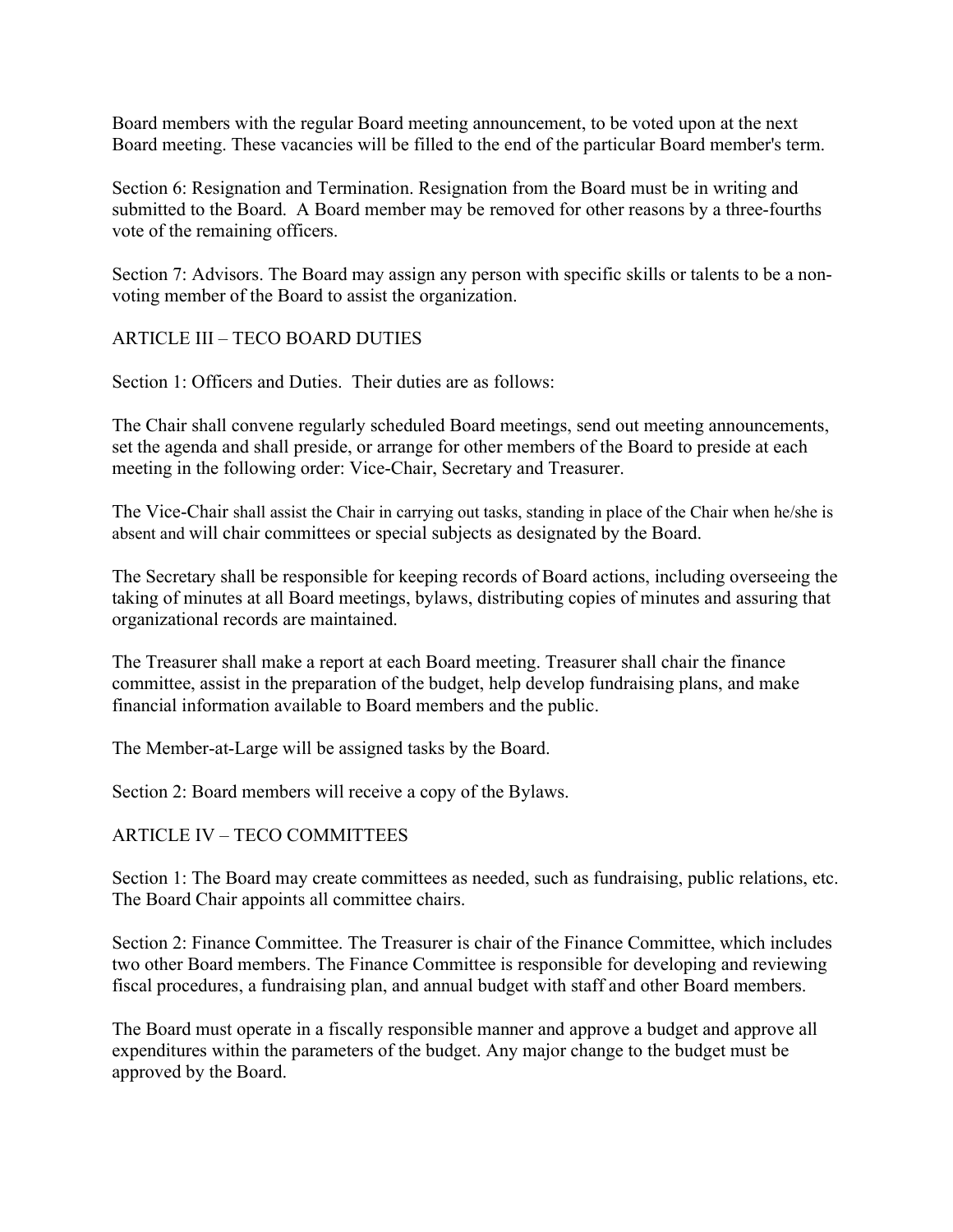Board members with the regular Board meeting announcement, to be voted upon at the next Board meeting. These vacancies will be filled to the end of the particular Board member's term.

Section 6: Resignation and Termination. Resignation from the Board must be in writing and submitted to the Board. A Board member may be removed for other reasons by a three-fourths vote of the remaining officers.

Section 7: Advisors. The Board may assign any person with specific skills or talents to be a non-voting member of the Board to assist the organization.

## ARTICLE III – TECO BOARD DUTIES

Section 1: Officers and Duties. Their duties are as follows:

The Chair shall convene regularly scheduled Board meetings, send out meeting announcements, set the agenda and shall preside, or arrange for other members of the Board to preside at each meeting in the following order: Vice-Chair, Secretary and Treasurer.

The Vice-Chair shall assist the Chair in carrying out tasks, standing in place of the Chair when he/she is absent and will chair committees or special subjects as designated by the Board.

The Secretary shall be responsible for keeping records of Board actions, including overseeing the taking of minutes at all Board meetings, bylaws, distributing copies of minutes and assuring that organizational records are maintained.

The Treasurer shall make a report at each Board meeting. Treasurer shall chair the finance committee, assist in the preparation of the budget, help develop fundraising plans, and make financial information available to Board members and the public.

The Member-at-Large will be assigned tasks by the Board.

Section 2: Board members will receive a copy of the Bylaws.

## ARTICLE IV – TECO COMMITTEES

Section 1: The Board may create committees as needed, such as fundraising, public relations, etc. The Board Chair appoints all committee chairs.

Section 2: Finance Committee. The Treasurer is chair of the Finance Committee, which includes two other Board members. The Finance Committee is responsible for developing and reviewing fiscal procedures, a fundraising plan, and annual budget with staff and other Board members.

The Board must operate in a fiscally responsible manner and approve a budget and approve all expenditures within the parameters of the budget. Any major change to the budget must be approved by the Board.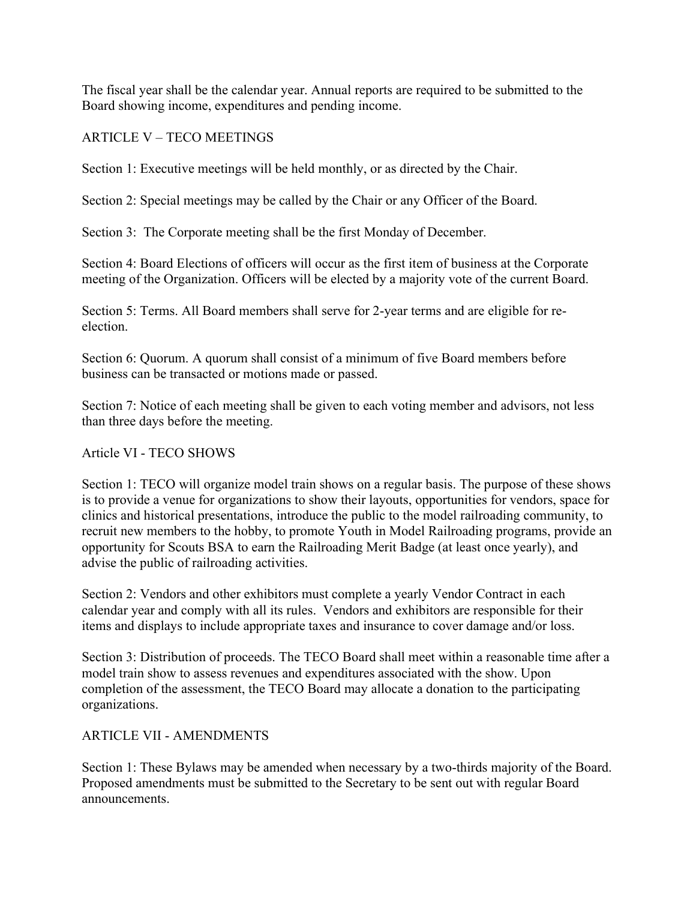The fiscal year shall be the calendar year. Annual reports are required to be submitted to the Board showing income, expenditures and pending income.

## ARTICLE V – TECO MEETINGS

Section 1: Executive meetings will be held monthly, or as directed by the Chair.

Section 2: Special meetings may be called by the Chair or any Officer of the Board.

Section 3: The Corporate meeting shall be the first Monday of December.

Section 4: Board Elections of officers will occur as the first item of business at the Corporate meeting of the Organization. Officers will be elected by a majority vote of the current Board.

Section 5: Terms. All Board members shall serve for 2-year terms and are eligible for re-election.

Section 6: Quorum. A quorum shall consist of a minimum of five Board members before business can be transacted or motions made or passed.

Section 7: Notice of each meeting shall be given to each voting member and advisors, not less than three days before the meeting.

## Article VI - TECO SHOWS

Section 1: TECO will organize model train shows on a regular basis. The purpose of these shows is to provide a venue for organizations to show their layouts, opportunities for vendors, space for clinics and historical presentations, introduce the public to the model railroading community, to recruit new members to the hobby, to promote Youth in Model Railroading programs, provide an opportunity for Scouts BSA to earn the Railroading Merit Badge (at least once yearly), and advise the public of railroading activities.

Section 2: Vendors and other exhibitors must complete a yearly Vendor Contract in each calendar year and comply with all its rules. Vendors and exhibitors are responsible for their items and displays to include appropriate taxes and insurance to cover damage and/or loss.

Section 3: Distribution of proceeds. The TECO Board shall meet within a reasonable time after a model train show to assess revenues and expenditures associated with the show. Upon completion of the assessment, the TECO Board may allocate a donation to the participating organizations.

## ARTICLE VII - AMENDMENTS

Section 1: These Bylaws may be amended when necessary by a two-thirds majority of the Board. Proposed amendments must be submitted to the Secretary to be sent out with regular Board announcements.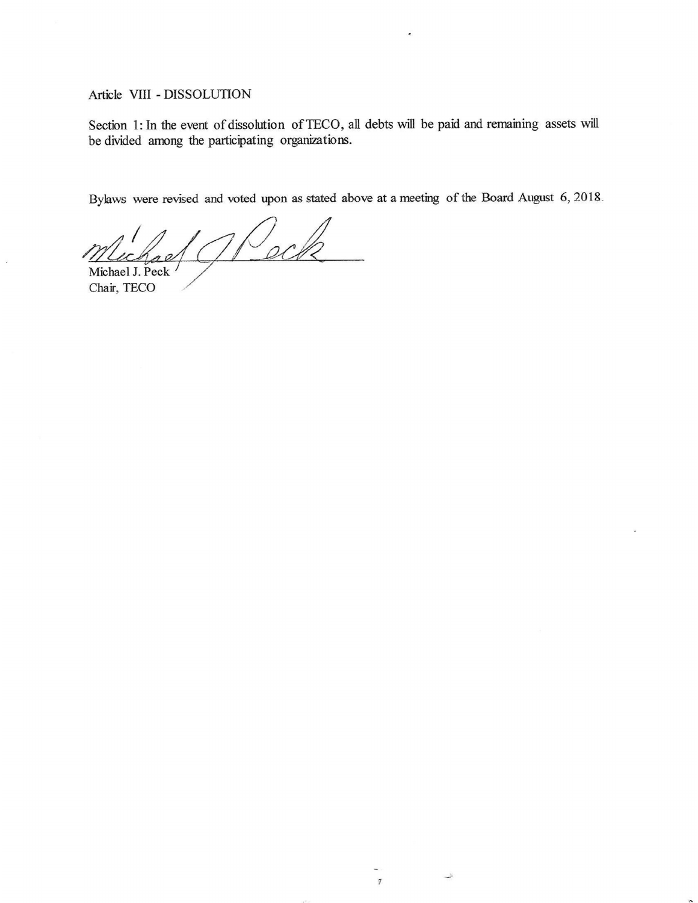## Article VIII - DISSOLUTION

Section 1: In the event of dissolution of TECO, all debts will be paid and remaining assets will be divided among the participating organizations.

Bylaws were revised and voted upon as stated above at a meeting of the Board August 6, 2018.

Michael J. Peck  
Chair, TECO